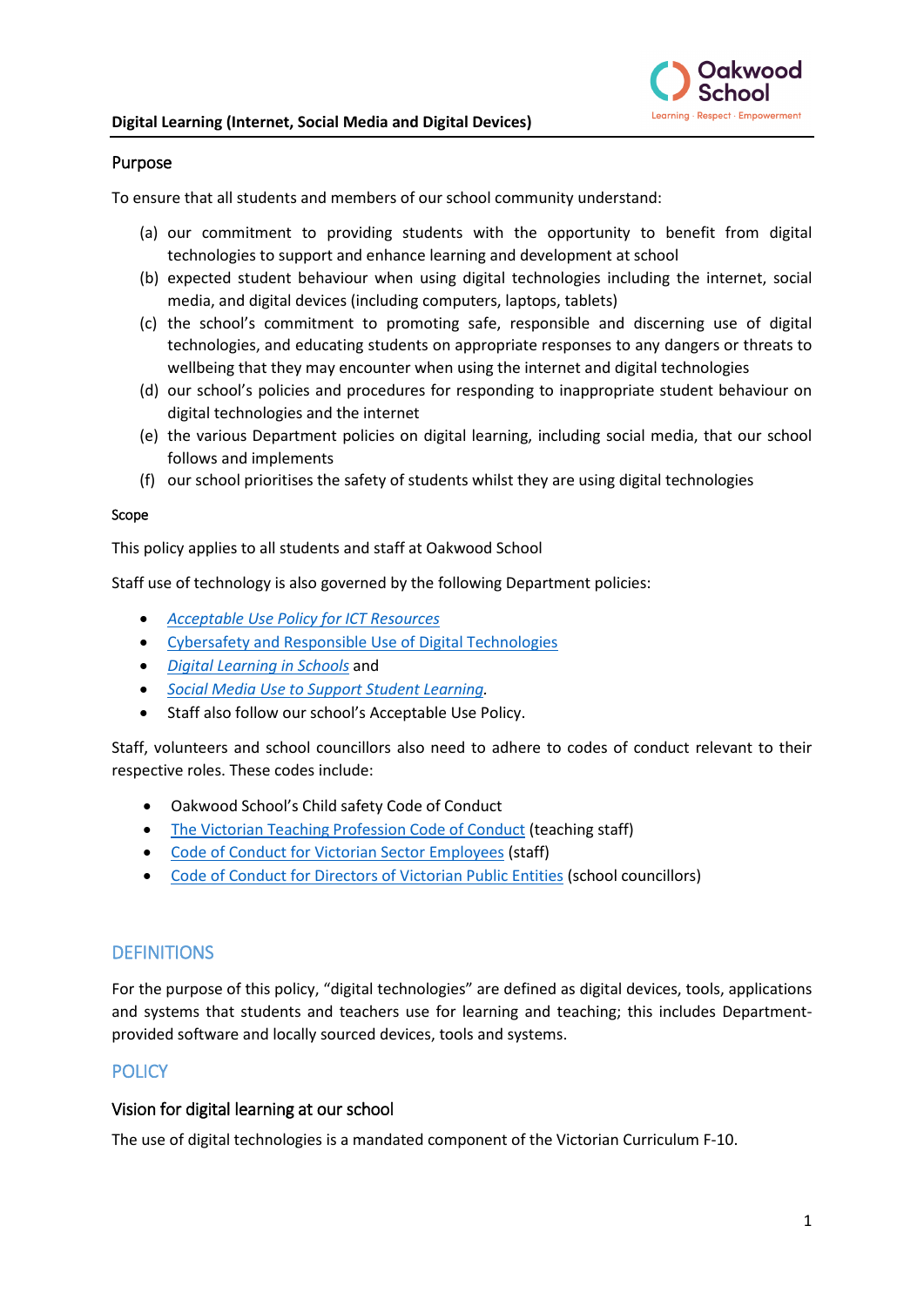**Digital Learning (Internet, Social Media and Digital Devices)**

## Purpose

To ensure that all students and members of our school community understand:

(a) our commitment to providing students with the opportunity to benefit from digital technologies to support and enhance learning and development at school
(b) expected student behaviour when using digital technologies including the internet, social media, and digital devices (including computers, laptops, tablets)
(c) the school's commitment to promoting safe, responsible and discerning use of digital technologies, and educating students on appropriate responses to any dangers or threats to wellbeing that they may encounter when using the internet and digital technologies
(d) our school's policies and procedures for responding to inappropriate student behaviour on digital technologies and the internet
(e) the various Department policies on digital learning, including social media, that our school follows and implements
(f) our school prioritises the safety of students whilst they are using digital technologies

### Scope

This policy applies to all students and staff at Oakwood School

Staff use of technology is also governed by the following Department policies:

- *Acceptable Use Policy for ICT Resources*
- Cybersafety and Responsible Use of Digital Technologies
- *Digital Learning in Schools* and
- *Social Media Use to Support Student Learning*.
- Staff also follow our school's Acceptable Use Policy.

Staff, volunteers and school councillors also need to adhere to codes of conduct relevant to their respective roles. These codes include:

- Oakwood School's Child safety Code of Conduct
- The Victorian Teaching Profession Code of Conduct (teaching staff)
- Code of Conduct for Victorian Sector Employees (staff)
- Code of Conduct for Directors of Victorian Public Entities (school councillors)

## DEFINITIONS

For the purpose of this policy, "digital technologies" are defined as digital devices, tools, applications and systems that students and teachers use for learning and teaching; this includes Department-provided software and locally sourced devices, tools and systems.

## POLICY

### Vision for digital learning at our school

The use of digital technologies is a mandated component of the Victorian Curriculum F-10.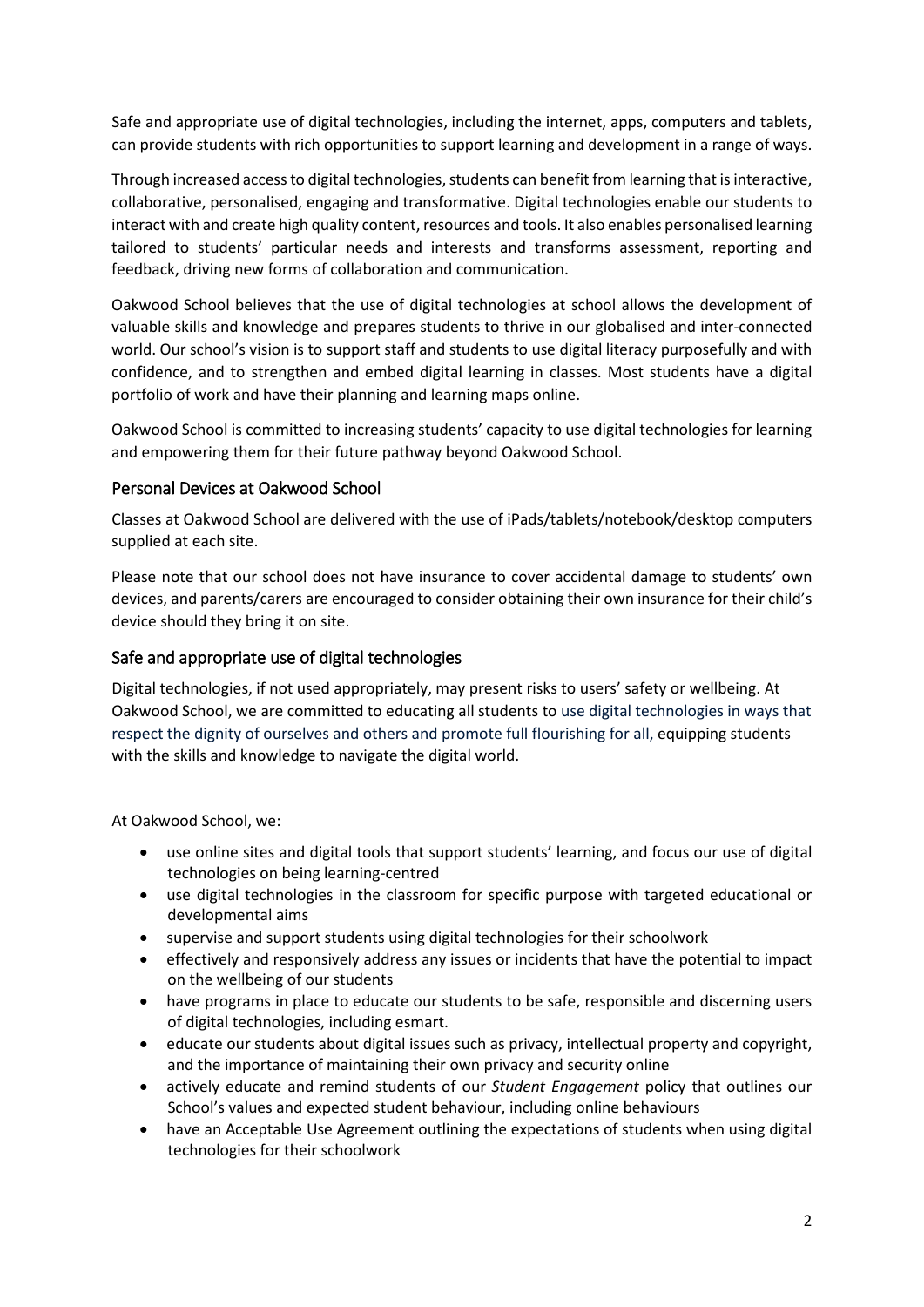Safe and appropriate use of digital technologies, including the internet, apps, computers and tablets, can provide students with rich opportunities to support learning and development in a range of ways.

Through increased access to digital technologies, students can benefit from learning that is interactive, collaborative, personalised, engaging and transformative. Digital technologies enable our students to interact with and create high quality content, resources and tools. It also enables personalised learning tailored to students' particular needs and interests and transforms assessment, reporting and feedback, driving new forms of collaboration and communication.

Oakwood School believes that the use of digital technologies at school allows the development of valuable skills and knowledge and prepares students to thrive in our globalised and inter-connected world. Our school's vision is to support staff and students to use digital literacy purposefully and with confidence, and to strengthen and embed digital learning in classes. Most students have a digital portfolio of work and have their planning and learning maps online.

Oakwood School is committed to increasing students' capacity to use digital technologies for learning and empowering them for their future pathway beyond Oakwood School.

## Personal Devices at Oakwood School

Classes at Oakwood School are delivered with the use of iPads/tablets/notebook/desktop computers supplied at each site.

Please note that our school does not have insurance to cover accidental damage to students' own devices, and parents/carers are encouraged to consider obtaining their own insurance for their child's device should they bring it on site.

## Safe and appropriate use of digital technologies

Digital technologies, if not used appropriately, may present risks to users' safety or wellbeing. At Oakwood School, we are committed to educating all students to use digital technologies in ways that respect the dignity of ourselves and others and promote full flourishing for all, equipping students with the skills and knowledge to navigate the digital world.

At Oakwood School, we:

- use online sites and digital tools that support students' learning, and focus our use of digital technologies on being learning-centred
- use digital technologies in the classroom for specific purpose with targeted educational or developmental aims
- supervise and support students using digital technologies for their schoolwork
- effectively and responsively address any issues or incidents that have the potential to impact on the wellbeing of our students
- have programs in place to educate our students to be safe, responsible and discerning users of digital technologies, including esmart.
- educate our students about digital issues such as privacy, intellectual property and copyright, and the importance of maintaining their own privacy and security online
- actively educate and remind students of our *Student Engagement* policy that outlines our School's values and expected student behaviour, including online behaviours
- have an Acceptable Use Agreement outlining the expectations of students when using digital technologies for their schoolwork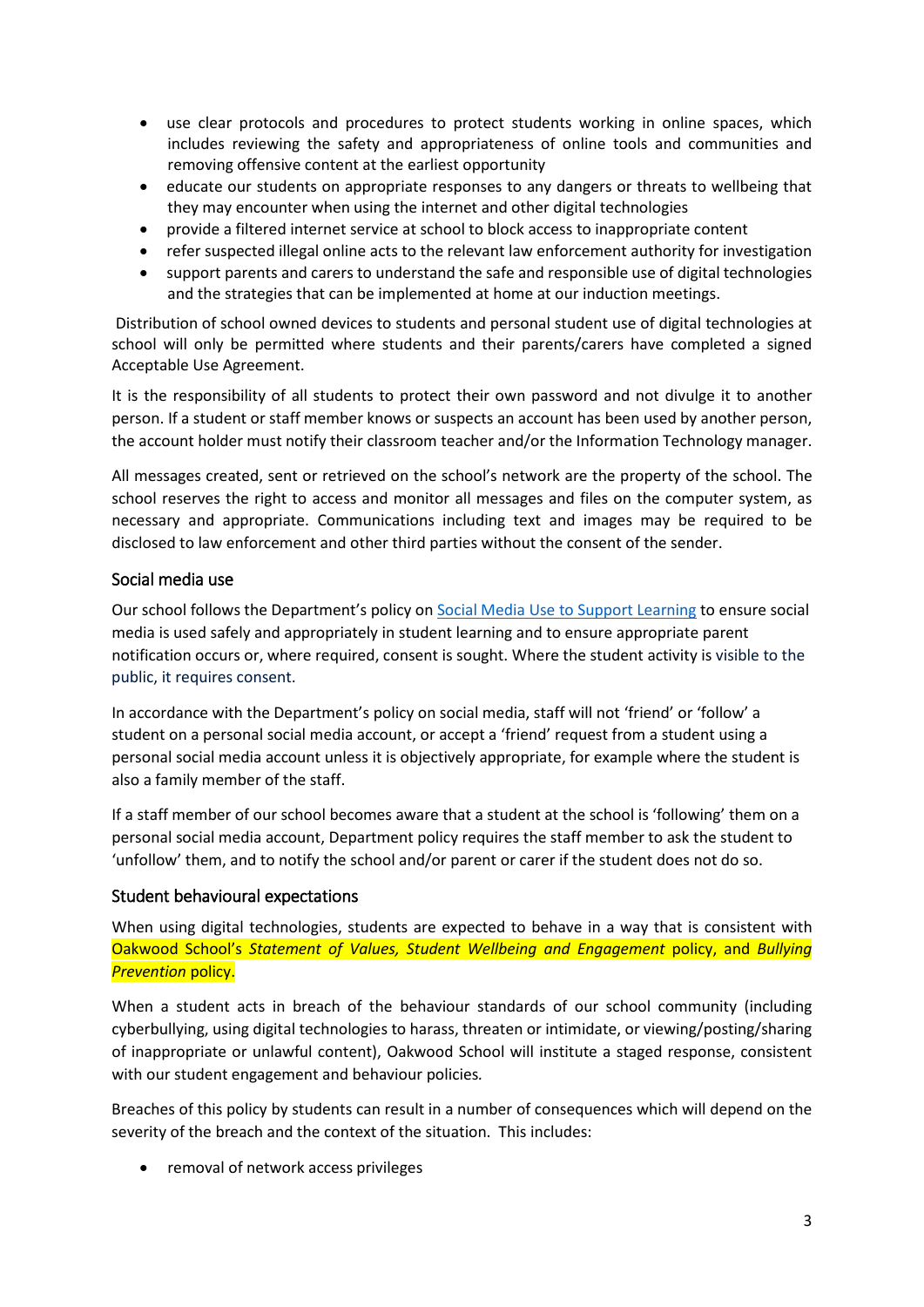- use clear protocols and procedures to protect students working in online spaces, which includes reviewing the safety and appropriateness of online tools and communities and removing offensive content at the earliest opportunity
- educate our students on appropriate responses to any dangers or threats to wellbeing that they may encounter when using the internet and other digital technologies
- provide a filtered internet service at school to block access to inappropriate content
- refer suspected illegal online acts to the relevant law enforcement authority for investigation
- support parents and carers to understand the safe and responsible use of digital technologies and the strategies that can be implemented at home at our induction meetings.

Distribution of school owned devices to students and personal student use of digital technologies at school will only be permitted where students and their parents/carers have completed a signed Acceptable Use Agreement.

It is the responsibility of all students to protect their own password and not divulge it to another person. If a student or staff member knows or suspects an account has been used by another person, the account holder must notify their classroom teacher and/or the Information Technology manager.

All messages created, sent or retrieved on the school's network are the property of the school. The school reserves the right to access and monitor all messages and files on the computer system, as necessary and appropriate. Communications including text and images may be required to be disclosed to law enforcement and other third parties without the consent of the sender.

## Social media use

Our school follows the Department's policy on [Social Media Use to Support Learning] to ensure social media is used safely and appropriately in student learning and to ensure appropriate parent notification occurs or, where required, consent is sought. Where the student activity is visible to the public, it requires consent.

In accordance with the Department's policy on social media, staff will not 'friend' or 'follow' a student on a personal social media account, or accept a 'friend' request from a student using a personal social media account unless it is objectively appropriate, for example where the student is also a family member of the staff.

If a staff member of our school becomes aware that a student at the school is 'following' them on a personal social media account, Department policy requires the staff member to ask the student to 'unfollow' them, and to notify the school and/or parent or carer if the student does not do so.

## Student behavioural expectations

When using digital technologies, students are expected to behave in a way that is consistent with Oakwood School's *Statement of Values, Student Wellbeing and Engagement* policy, and *Bullying Prevention* policy.

When a student acts in breach of the behaviour standards of our school community (including cyberbullying, using digital technologies to harass, threaten or intimidate, or viewing/posting/sharing of inappropriate or unlawful content), Oakwood School will institute a staged response, consistent with our student engagement and behaviour policies*.*

Breaches of this policy by students can result in a number of consequences which will depend on the severity of the breach and the context of the situation. This includes:

- removal of network access privileges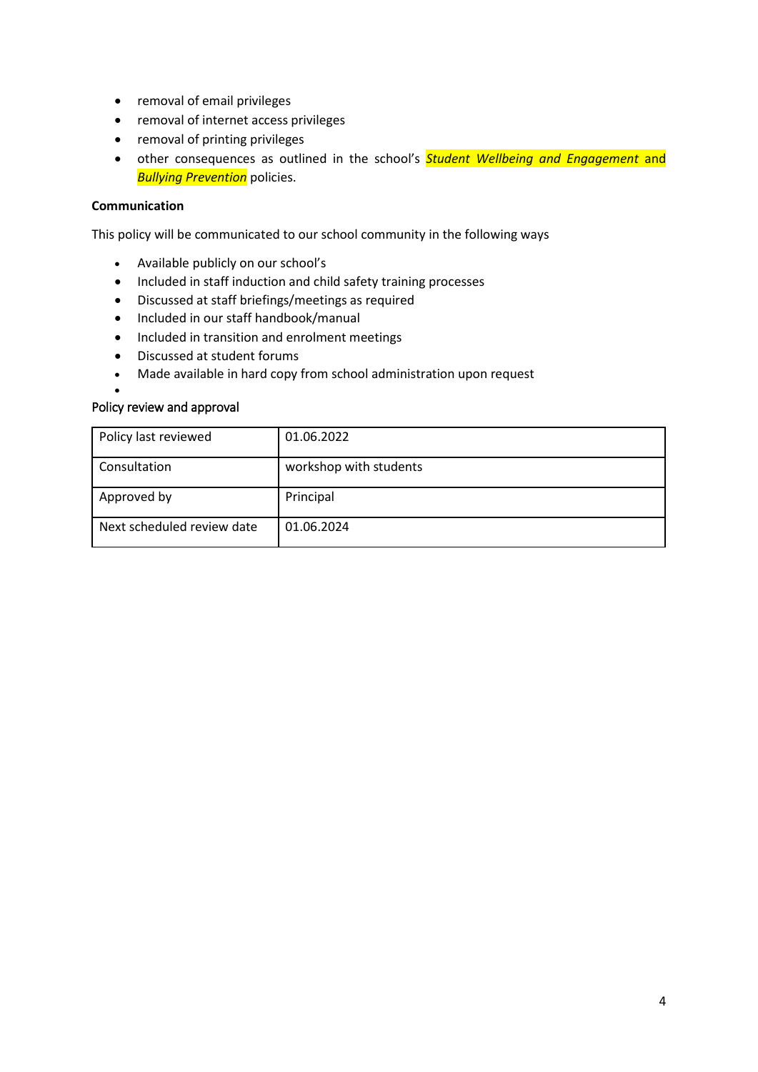- removal of email privileges
- removal of internet access privileges
- removal of printing privileges
- other consequences as outlined in the school's *Student Wellbeing and Engagement* and *Bullying Prevention* policies.

**Communication**

This policy will be communicated to our school community in the following ways

- Available publicly on our school's
- Included in staff induction and child safety training processes
- Discussed at staff briefings/meetings as required
- Included in our staff handbook/manual
- Included in transition and enrolment meetings
- Discussed at student forums
- Made available in hard copy from school administration upon request

Policy review and approval

| Policy last reviewed | 01.06.2022 |
|---|---|
| Consultation | workshop with students |
| Approved by | Principal |
| Next scheduled review date | 01.06.2024 |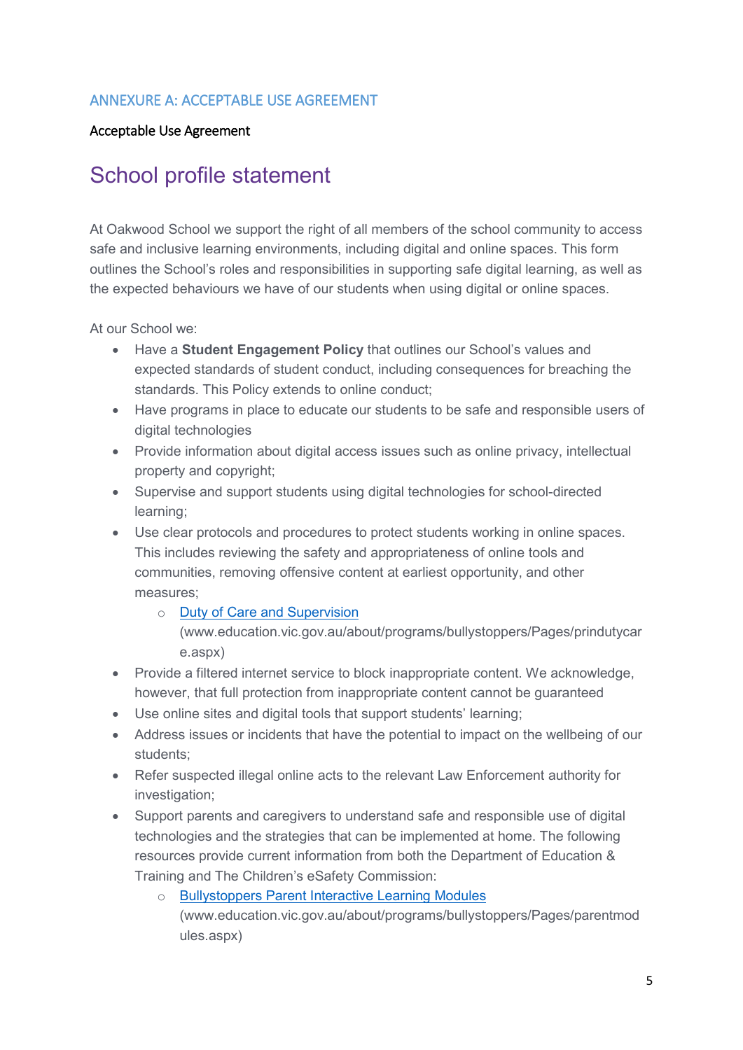## ANNEXURE A: ACCEPTABLE USE AGREEMENT

Acceptable Use Agreement

# School profile statement

At Oakwood School we support the right of all members of the school community to access safe and inclusive learning environments, including digital and online spaces. This form outlines the School's roles and responsibilities in supporting safe digital learning, as well as the expected behaviours we have of our students when using digital or online spaces.

At our School we:

- Have a **Student Engagement Policy** that outlines our School's values and expected standards of student conduct, including consequences for breaching the standards. This Policy extends to online conduct;
- Have programs in place to educate our students to be safe and responsible users of digital technologies
- Provide information about digital access issues such as online privacy, intellectual property and copyright;
- Supervise and support students using digital technologies for school-directed learning;
- Use clear protocols and procedures to protect students working in online spaces. This includes reviewing the safety and appropriateness of online tools and communities, removing offensive content at earliest opportunity, and other measures;
  - Duty of Care and Supervision (www.education.vic.gov.au/about/programs/bullystoppers/Pages/prindutycare.aspx)
- Provide a filtered internet service to block inappropriate content. We acknowledge, however, that full protection from inappropriate content cannot be guaranteed
- Use online sites and digital tools that support students' learning;
- Address issues or incidents that have the potential to impact on the wellbeing of our students;
- Refer suspected illegal online acts to the relevant Law Enforcement authority for investigation;
- Support parents and caregivers to understand safe and responsible use of digital technologies and the strategies that can be implemented at home. The following resources provide current information from both the Department of Education & Training and The Children's eSafety Commission:
  - Bullystoppers Parent Interactive Learning Modules (www.education.vic.gov.au/about/programs/bullystoppers/Pages/parentmodules.aspx)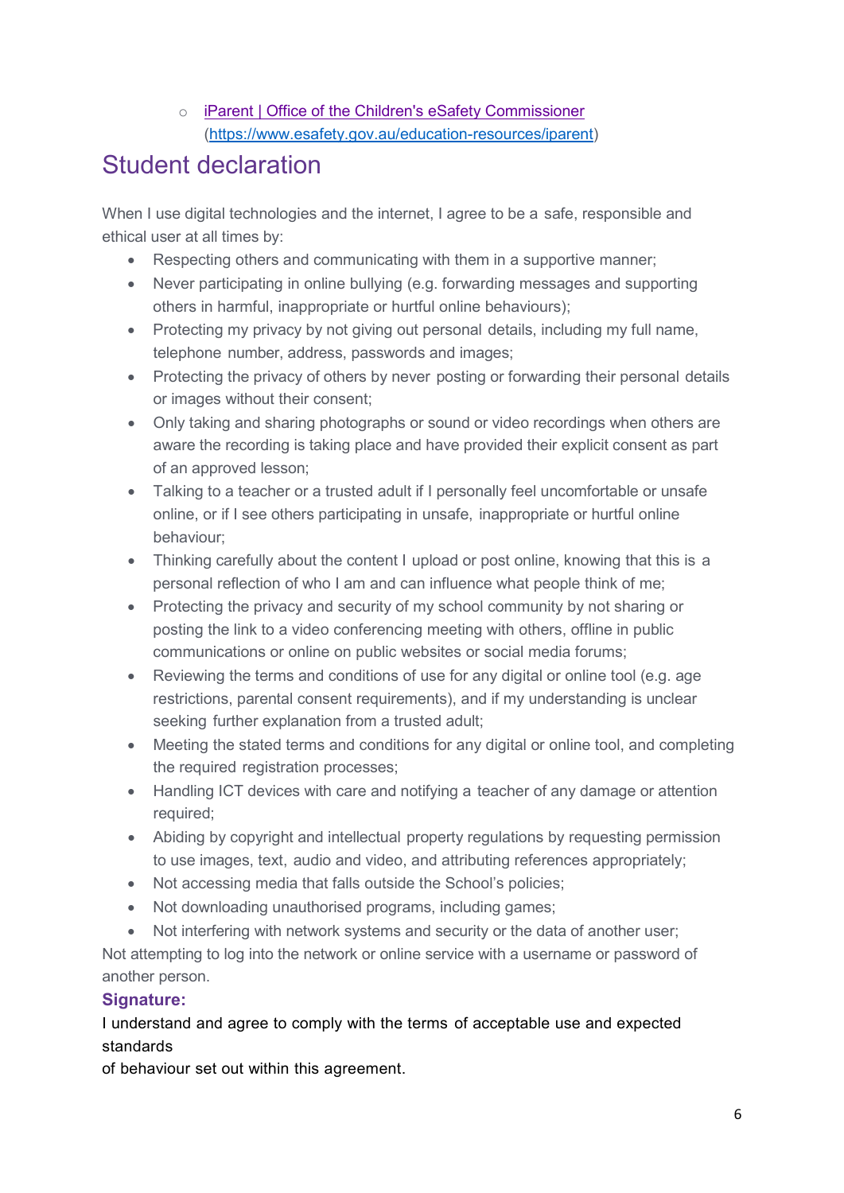- [iParent | Office of the Children's eSafety Commissioner](https://www.esafety.gov.au/education-resources/iparent) ([https://www.esafety.gov.au/education-resources/iparent](https://www.esafety.gov.au/education-resources/iparent))

## Student declaration

When I use digital technologies and the internet, I agree to be a safe, responsible and ethical user at all times by:

- Respecting others and communicating with them in a supportive manner;
- Never participating in online bullying (e.g. forwarding messages and supporting others in harmful, inappropriate or hurtful online behaviours);
- Protecting my privacy by not giving out personal details, including my full name, telephone number, address, passwords and images;
- Protecting the privacy of others by never posting or forwarding their personal details or images without their consent;
- Only taking and sharing photographs or sound or video recordings when others are aware the recording is taking place and have provided their explicit consent as part of an approved lesson;
- Talking to a teacher or a trusted adult if I personally feel uncomfortable or unsafe online, or if I see others participating in unsafe, inappropriate or hurtful online behaviour;
- Thinking carefully about the content I upload or post online, knowing that this is a personal reflection of who I am and can influence what people think of me;
- Protecting the privacy and security of my school community by not sharing or posting the link to a video conferencing meeting with others, offline in public communications or online on public websites or social media forums;
- Reviewing the terms and conditions of use for any digital or online tool (e.g. age restrictions, parental consent requirements), and if my understanding is unclear seeking further explanation from a trusted adult;
- Meeting the stated terms and conditions for any digital or online tool, and completing the required registration processes;
- Handling ICT devices with care and notifying a teacher of any damage or attention required;
- Abiding by copyright and intellectual property regulations by requesting permission to use images, text, audio and video, and attributing references appropriately;
- Not accessing media that falls outside the School's policies;
- Not downloading unauthorised programs, including games;
- Not interfering with network systems and security or the data of another user;

Not attempting to log into the network or online service with a username or password of another person.

**Signature:**

I understand and agree to comply with the terms of acceptable use and expected standards
of behaviour set out within this agreement.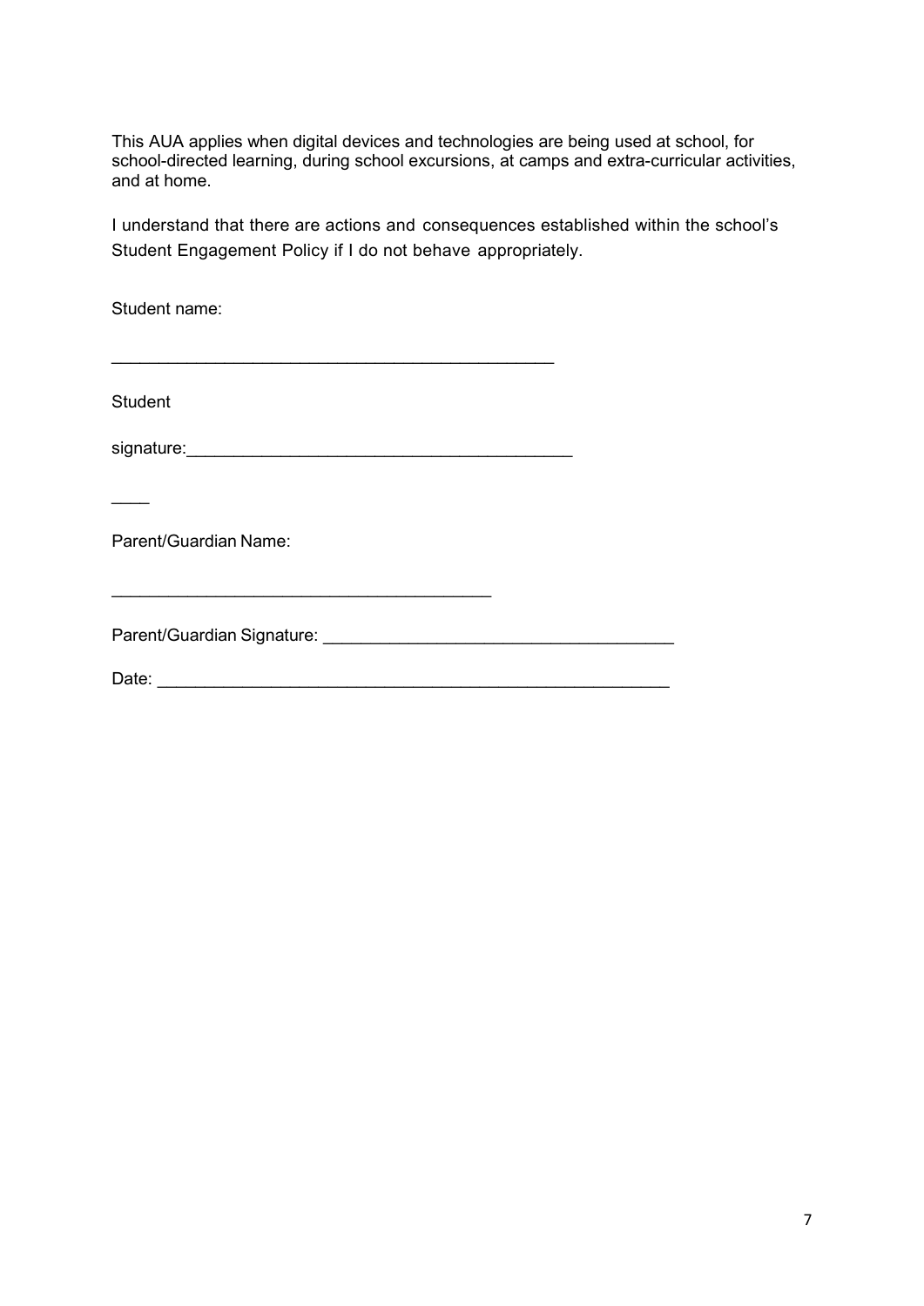This AUA applies when digital devices and technologies are being used at school, for school-directed learning, during school excursions, at camps and extra-curricular activities, and at home.

I understand that there are actions and consequences established within the school's Student Engagement Policy if I do not behave appropriately.

Student name:

______________________________________________

Student

signature:_______________________________________

____

Parent/Guardian Name:

_______________________________________

Parent/Guardian Signature: ____________________________________

Date: _____________________________________________________